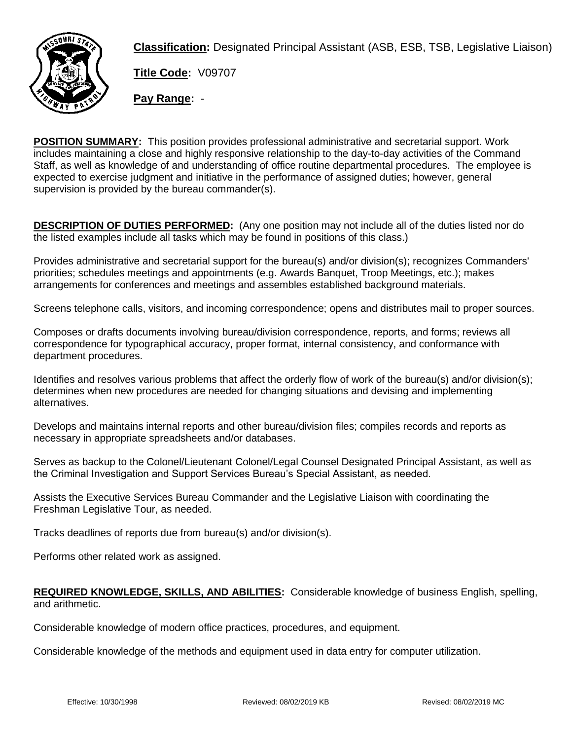**Classification:** Designated Principal Assistant (ASB, ESB, TSB, Legislative Liaison)

**Title Code:** V09707

**Pay Range:** -

**POSITION SUMMARY:** This position provides professional administrative and secretarial support. Work includes maintaining a close and highly responsive relationship to the day-to-day activities of the Command Staff, as well as knowledge of and understanding of office routine departmental procedures. The employee is expected to exercise judgment and initiative in the performance of assigned duties; however, general supervision is provided by the bureau commander(s).

**DESCRIPTION OF DUTIES PERFORMED:** (Any one position may not include all of the duties listed nor do the listed examples include all tasks which may be found in positions of this class.)

Provides administrative and secretarial support for the bureau(s) and/or division(s); recognizes Commanders' priorities; schedules meetings and appointments (e.g. Awards Banquet, Troop Meetings, etc.); makes arrangements for conferences and meetings and assembles established background materials.

Screens telephone calls, visitors, and incoming correspondence; opens and distributes mail to proper sources.

Composes or drafts documents involving bureau/division correspondence, reports, and forms; reviews all correspondence for typographical accuracy, proper format, internal consistency, and conformance with department procedures.

Identifies and resolves various problems that affect the orderly flow of work of the bureau(s) and/or division(s); determines when new procedures are needed for changing situations and devising and implementing alternatives.

Develops and maintains internal reports and other bureau/division files; compiles records and reports as necessary in appropriate spreadsheets and/or databases.

Serves as backup to the Colonel/Lieutenant Colonel/Legal Counsel Designated Principal Assistant, as well as the Criminal Investigation and Support Services Bureau's Special Assistant, as needed.

Assists the Executive Services Bureau Commander and the Legislative Liaison with coordinating the Freshman Legislative Tour, as needed.

Tracks deadlines of reports due from bureau(s) and/or division(s).

Performs other related work as assigned.

**REQUIRED KNOWLEDGE, SKILLS, AND ABILITIES:** Considerable knowledge of business English, spelling, and arithmetic.

Considerable knowledge of modern office practices, procedures, and equipment.

Considerable knowledge of the methods and equipment used in data entry for computer utilization.

Effective: 10/30/1998 Reviewed: 08/02/2019 KB Revised: 08/02/2019 MC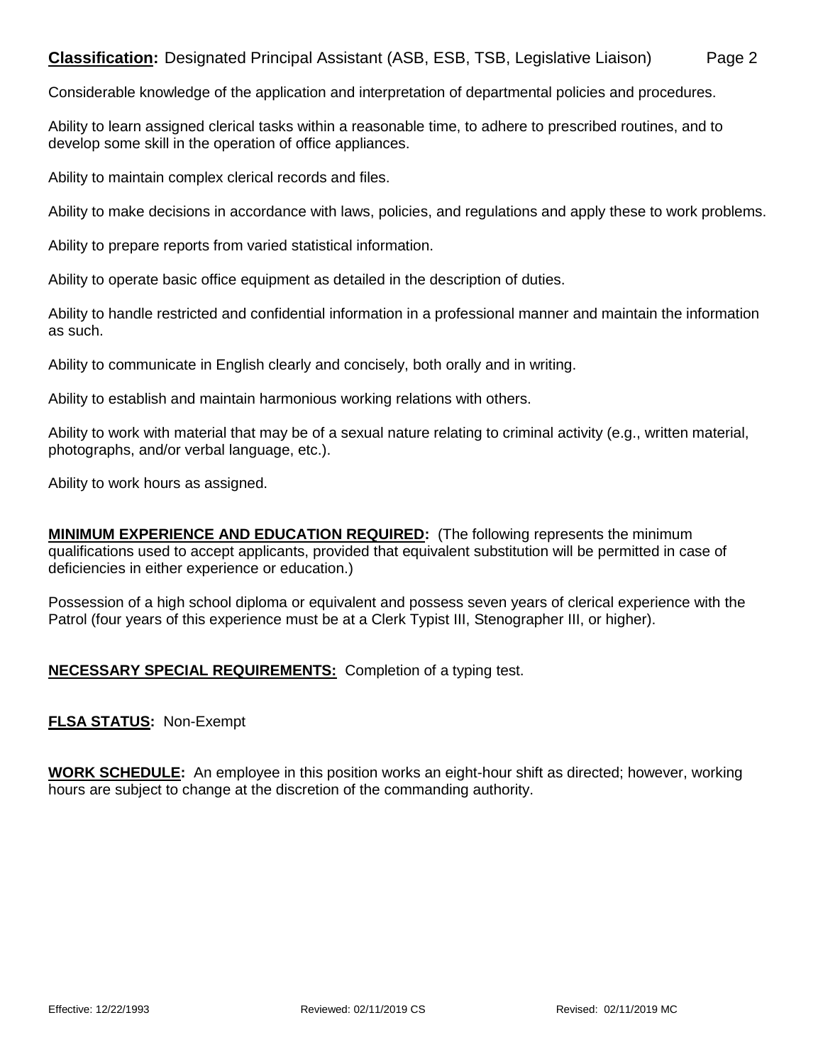Considerable knowledge of the application and interpretation of departmental policies and procedures.

Ability to learn assigned clerical tasks within a reasonable time, to adhere to prescribed routines, and to develop some skill in the operation of office appliances.

Ability to maintain complex clerical records and files.

Ability to make decisions in accordance with laws, policies, and regulations and apply these to work problems.

Ability to prepare reports from varied statistical information.

Ability to operate basic office equipment as detailed in the description of duties.

Ability to handle restricted and confidential information in a professional manner and maintain the information as such.

Ability to communicate in English clearly and concisely, both orally and in writing.

Ability to establish and maintain harmonious working relations with others.

Ability to work with material that may be of a sexual nature relating to criminal activity (e.g., written material, photographs, and/or verbal language, etc.).

Ability to work hours as assigned.

**MINIMUM EXPERIENCE AND EDUCATION REQUIRED:** (The following represents the minimum qualifications used to accept applicants, provided that equivalent substitution will be permitted in case of deficiencies in either experience or education.)

Possession of a high school diploma or equivalent and possess seven years of clerical experience with the Patrol (four years of this experience must be at a Clerk Typist III, Stenographer III, or higher).

**NECESSARY SPECIAL REQUIREMENTS:** Completion of a typing test.

**FLSA STATUS:** Non-Exempt

**WORK SCHEDULE:** An employee in this position works an eight-hour shift as directed; however, working hours are subject to change at the discretion of the commanding authority.

Effective: 12/22/1993 Reviewed: 02/11/2019 CS Revised: 02/11/2019 MC